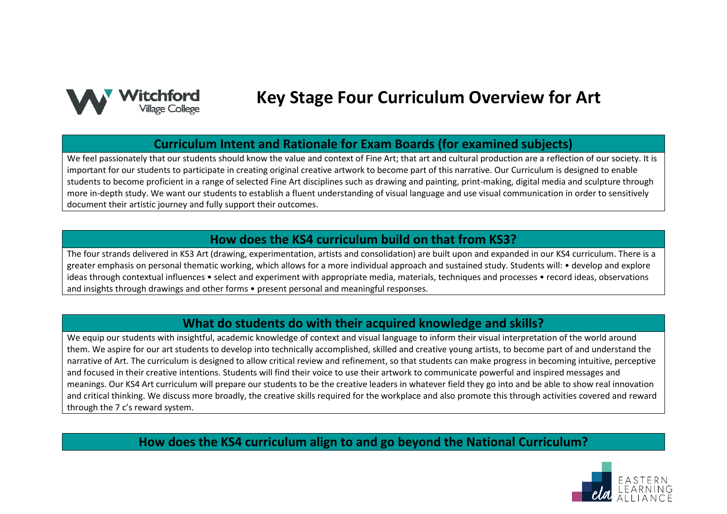Witchford Village College

# Key Stage Four Curriculum Overview for Art

## Curriculum Intent and Rationale for Exam Boards (for examined subjects)

We feel passionately that our students should know the value and context of Fine Art; that art and cultural production are a reflection of our society. It is important for our students to participate in creating original creative artwork to become part of this narrative. Our Curriculum is designed to enable students to become proficient in a range of selected Fine Art disciplines such as drawing and painting, print-making, digital media and sculpture through more in-depth study. We want our students to establish a fluent understanding of visual language and use visual communication in order to sensitively document their artistic journey and fully support their outcomes.

## How does the KS4 curriculum build on that from KS3?

The four strands delivered in KS3 Art (drawing, experimentation, artists and consolidation) are built upon and expanded in our KS4 curriculum. There is a greater emphasis on personal thematic working, which allows for a more individual approach and sustained study. Students will: • develop and explore ideas through contextual influences • select and experiment with appropriate media, materials, techniques and processes • record ideas, observations and insights through drawings and other forms • present personal and meaningful responses.

## What do students do with their acquired knowledge and skills?

We equip our students with insightful, academic knowledge of context and visual language to inform their visual interpretation of the world around them. We aspire for our art students to develop into technically accomplished, skilled and creative young artists, to become part of and understand the narrative of Art. The curriculum is designed to allow critical review and refinement, so that students can make progress in becoming intuitive, perceptive and focused in their creative intentions. Students will find their voice to use their artwork to communicate powerful and inspired messages and meanings. Our KS4 Art curriculum will prepare our students to be the creative leaders in whatever field they go into and be able to show real innovation and critical thinking. We discuss more broadly, the creative skills required for the workplace and also promote this through activities covered and reward through the 7 c's reward system.

## How does the KS4 curriculum align to and go beyond the National Curriculum?

EASTERN LEARNING ALLIANCE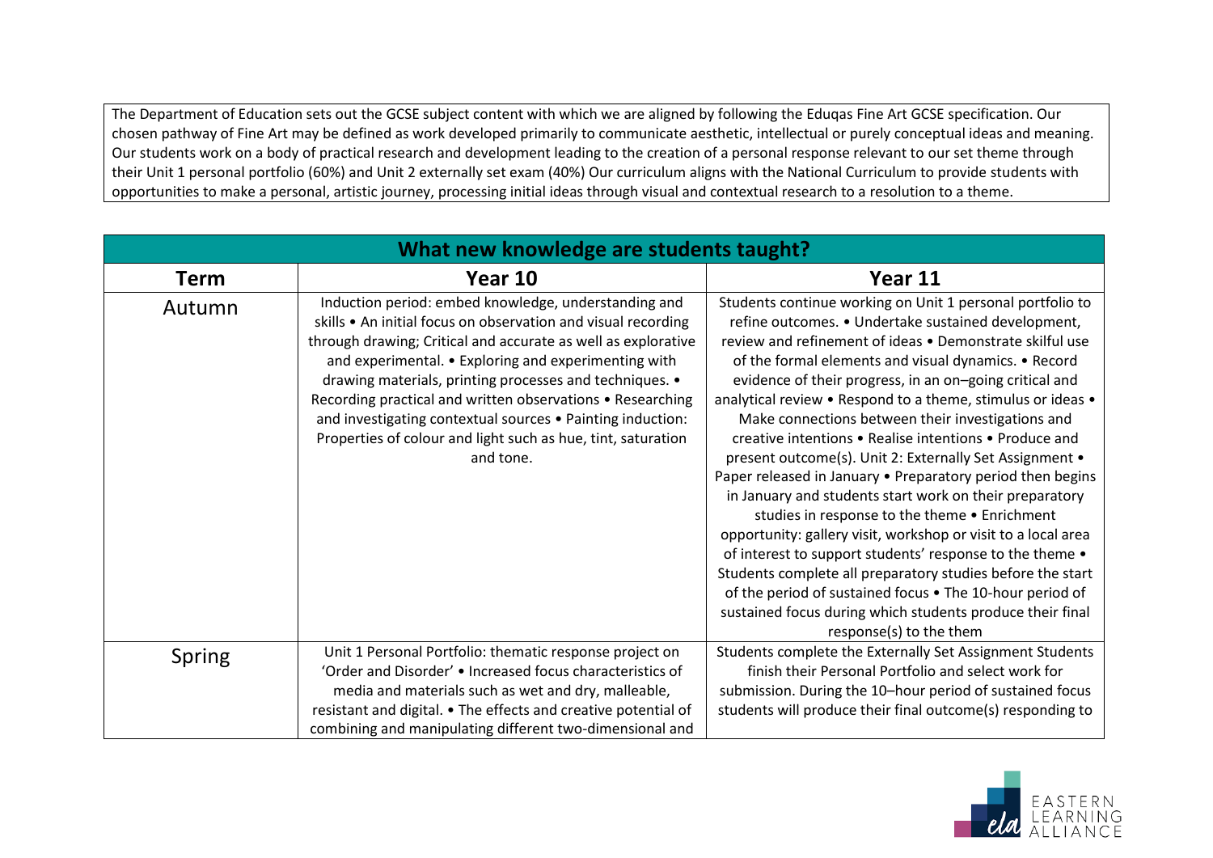The Department of Education sets out the GCSE subject content with which we are aligned by following the Eduqas Fine Art GCSE specification. Our chosen pathway of Fine Art may be defined as work developed primarily to communicate aesthetic, intellectual or purely conceptual ideas and meaning. Our students work on a body of practical research and development leading to the creation of a personal response relevant to our set theme through their Unit 1 personal portfolio (60%) and Unit 2 externally set exam (40%) Our curriculum aligns with the National Curriculum to provide students with opportunities to make a personal, artistic journey, processing initial ideas through visual and contextual research to a resolution to a theme.

| What new knowledge are students taught? | | |
|---|---|---|
| **Term** | **Year 10** | **Year 11** |
| Autumn | Induction period: embed knowledge, understanding and skills • An initial focus on observation and visual recording through drawing; Critical and accurate as well as explorative and experimental. • Exploring and experimenting with drawing materials, printing processes and techniques. • Recording practical and written observations • Researching and investigating contextual sources • Painting induction: Properties of colour and light such as hue, tint, saturation and tone. | Students continue working on Unit 1 personal portfolio to refine outcomes. • Undertake sustained development, review and refinement of ideas • Demonstrate skilful use of the formal elements and visual dynamics. • Record evidence of their progress, in an on–going critical and analytical review • Respond to a theme, stimulus or ideas • Make connections between their investigations and creative intentions • Realise intentions • Produce and present outcome(s). Unit 2: Externally Set Assignment • Paper released in January • Preparatory period then begins in January and students start work on their preparatory studies in response to the theme • Enrichment opportunity: gallery visit, workshop or visit to a local area of interest to support students' response to the theme • Students complete all preparatory studies before the start of the period of sustained focus • The 10-hour period of sustained focus during which students produce their final response(s) to the them |
| Spring | Unit 1 Personal Portfolio: thematic response project on 'Order and Disorder' • Increased focus characteristics of media and materials such as wet and dry, malleable, resistant and digital. • The effects and creative potential of combining and manipulating different two-dimensional and | Students complete the Externally Set Assignment Students finish their Personal Portfolio and select work for submission. During the 10–hour period of sustained focus students will produce their final outcome(s) responding to |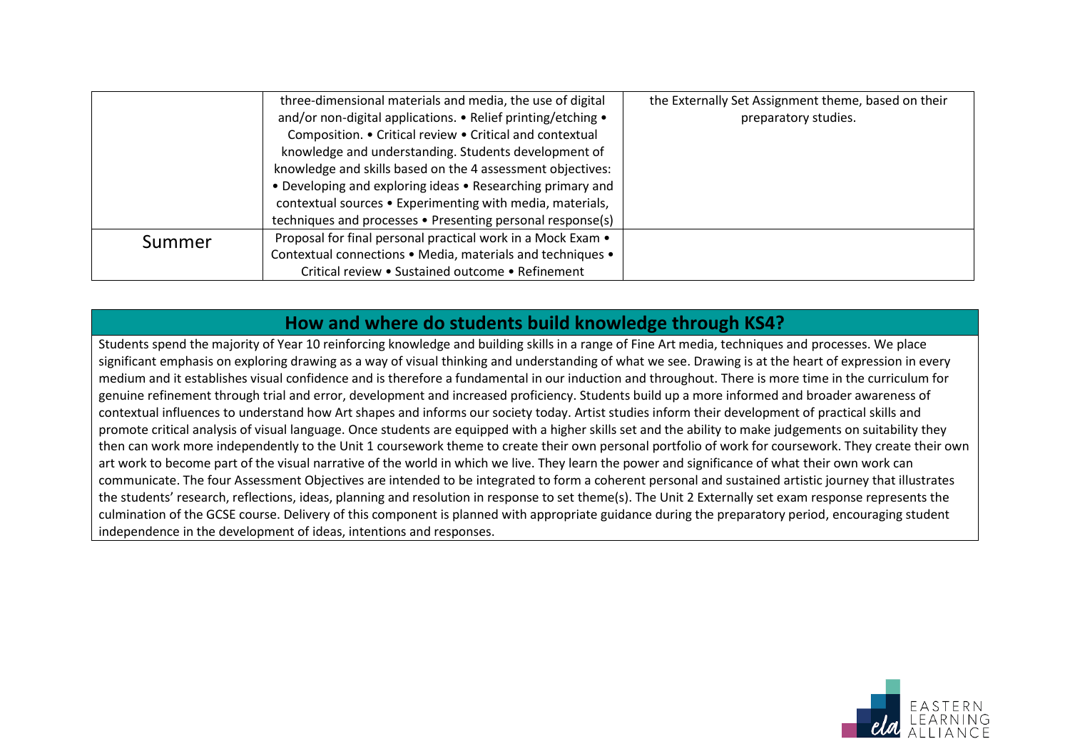| | | |
|---|---|---|
| | three-dimensional materials and media, the use of digital and/or non-digital applications. • Relief printing/etching • Composition. • Critical review • Critical and contextual knowledge and understanding. Students development of knowledge and skills based on the 4 assessment objectives: • Developing and exploring ideas • Researching primary and contextual sources • Experimenting with media, materials, techniques and processes • Presenting personal response(s) | the Externally Set Assignment theme, based on their preparatory studies. |
| Summer | Proposal for final personal practical work in a Mock Exam • Contextual connections • Media, materials and techniques • Critical review • Sustained outcome • Refinement | |

## How and where do students build knowledge through KS4?

Students spend the majority of Year 10 reinforcing knowledge and building skills in a range of Fine Art media, techniques and processes. We place significant emphasis on exploring drawing as a way of visual thinking and understanding of what we see. Drawing is at the heart of expression in every medium and it establishes visual confidence and is therefore a fundamental in our induction and throughout. There is more time in the curriculum for genuine refinement through trial and error, development and increased proficiency. Students build up a more informed and broader awareness of contextual influences to understand how Art shapes and informs our society today. Artist studies inform their development of practical skills and promote critical analysis of visual language. Once students are equipped with a higher skills set and the ability to make judgements on suitability they then can work more independently to the Unit 1 coursework theme to create their own personal portfolio of work for coursework. They create their own art work to become part of the visual narrative of the world in which we live. They learn the power and significance of what their own work can communicate. The four Assessment Objectives are intended to be integrated to form a coherent personal and sustained artistic journey that illustrates the students' research, reflections, ideas, planning and resolution in response to set theme(s). The Unit 2 Externally set exam response represents the culmination of the GCSE course. Delivery of this component is planned with appropriate guidance during the preparatory period, encouraging student independence in the development of ideas, intentions and responses.